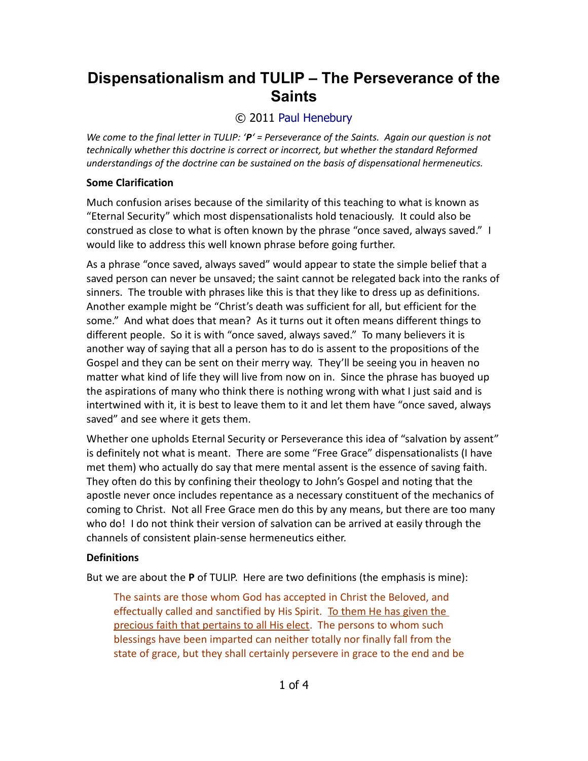# Dispensationalism and TULIP – The Perseverance of the Saints

© 2011 Paul Henebury

*We come to the final letter in TULIP: '**P**' = Perseverance of the Saints. Again our question is not technically whether this doctrine is correct or incorrect, but whether the standard Reformed understandings of the doctrine can be sustained on the basis of dispensational hermeneutics.*

**Some Clarification**

Much confusion arises because of the similarity of this teaching to what is known as "Eternal Security" which most dispensationalists hold tenaciously. It could also be construed as close to what is often known by the phrase "once saved, always saved." I would like to address this well known phrase before going further.

As a phrase "once saved, always saved" would appear to state the simple belief that a saved person can never be unsaved; the saint cannot be relegated back into the ranks of sinners. The trouble with phrases like this is that they like to dress up as definitions. Another example might be "Christ's death was sufficient for all, but efficient for the some." And what does that mean? As it turns out it often means different things to different people. So it is with "once saved, always saved." To many believers it is another way of saying that all a person has to do is assent to the propositions of the Gospel and they can be sent on their merry way. They'll be seeing you in heaven no matter what kind of life they will live from now on in. Since the phrase has buoyed up the aspirations of many who think there is nothing wrong with what I just said and is intertwined with it, it is best to leave them to it and let them have "once saved, always saved" and see where it gets them.

Whether one upholds Eternal Security or Perseverance this idea of "salvation by assent" is definitely not what is meant. There are some "Free Grace" dispensationalists (I have met them) who actually do say that mere mental assent is the essence of saving faith. They often do this by confining their theology to John's Gospel and noting that the apostle never once includes repentance as a necessary constituent of the mechanics of coming to Christ. Not all Free Grace men do this by any means, but there are too many who do! I do not think their version of salvation can be arrived at easily through the channels of consistent plain-sense hermeneutics either.

**Definitions**

But we are about the **P** of TULIP. Here are two definitions (the emphasis is mine):

> The saints are those whom God has accepted in Christ the Beloved, and effectually called and sanctified by His Spirit. <u>To them He has given the precious faith that pertains to all His elect</u>. The persons to whom such blessings have been imparted can neither totally nor finally fall from the state of grace, but they shall certainly persevere in grace to the end and be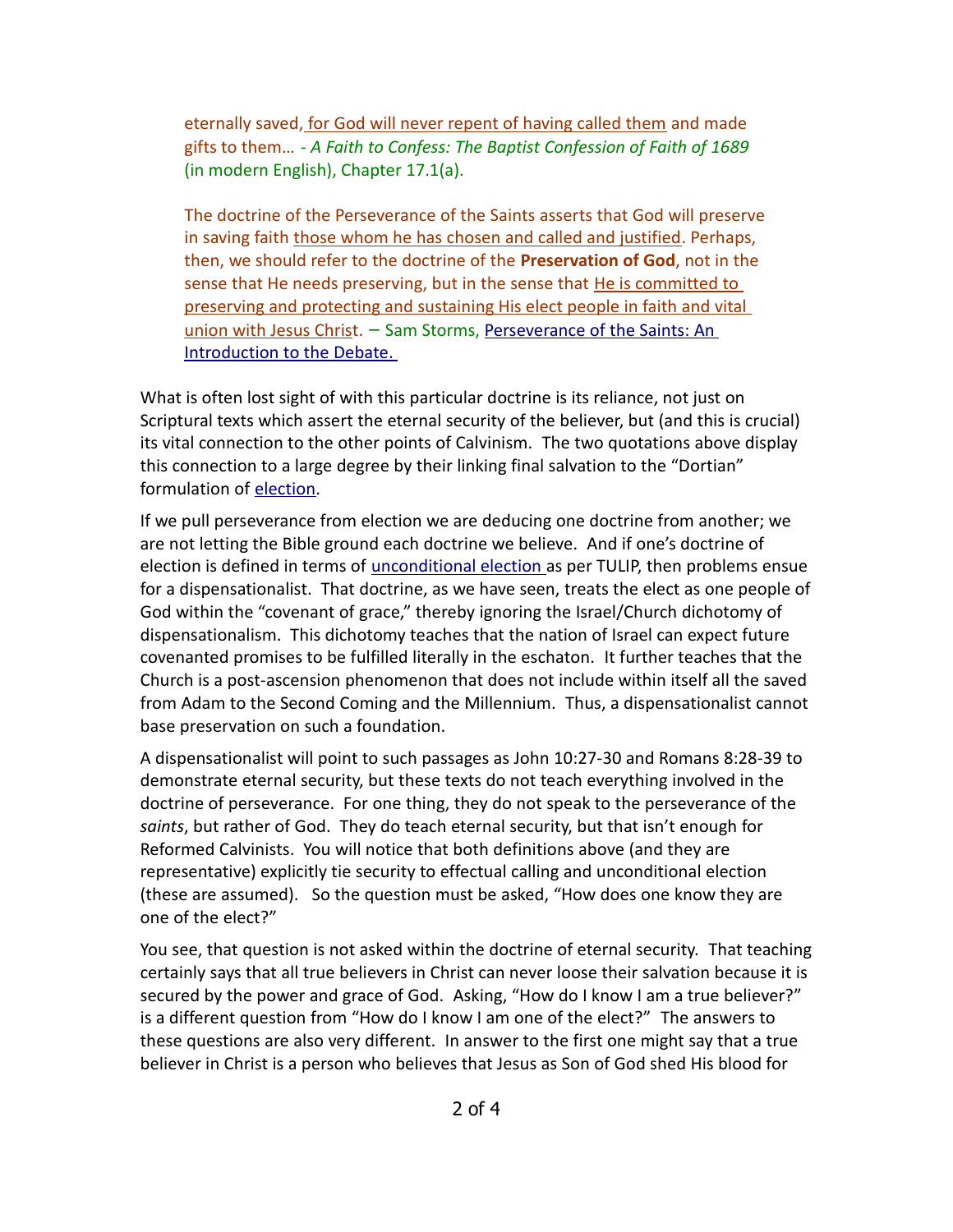> eternally saved, for God will never repent of having called them and made gifts to them… - *A Faith to Confess: The Baptist Confession of Faith of 1689* (in modern English), Chapter 17.1(a).

> The doctrine of the Perseverance of the Saints asserts that God will preserve in saving faith those whom he has chosen and called and justified. Perhaps, then, we should refer to the doctrine of the **Preservation of God**, not in the sense that He needs preserving, but in the sense that He is committed to preserving and protecting and sustaining His elect people in faith and vital union with Jesus Christ. – Sam Storms, Perseverance of the Saints: An Introduction to the Debate.

What is often lost sight of with this particular doctrine is its reliance, not just on Scriptural texts which assert the eternal security of the believer, but (and this is crucial) its vital connection to the other points of Calvinism. The two quotations above display this connection to a large degree by their linking final salvation to the "Dortian" formulation of election.

If we pull perseverance from election we are deducing one doctrine from another; we are not letting the Bible ground each doctrine we believe. And if one's doctrine of election is defined in terms of unconditional election as per TULIP, then problems ensue for a dispensationalist. That doctrine, as we have seen, treats the elect as one people of God within the "covenant of grace," thereby ignoring the Israel/Church dichotomy of dispensationalism. This dichotomy teaches that the nation of Israel can expect future covenanted promises to be fulfilled literally in the eschaton. It further teaches that the Church is a post-ascension phenomenon that does not include within itself all the saved from Adam to the Second Coming and the Millennium. Thus, a dispensationalist cannot base preservation on such a foundation.

A dispensationalist will point to such passages as John 10:27-30 and Romans 8:28-39 to demonstrate eternal security, but these texts do not teach everything involved in the doctrine of perseverance. For one thing, they do not speak to the perseverance of the *saints*, but rather of God. They do teach eternal security, but that isn't enough for Reformed Calvinists. You will notice that both definitions above (and they are representative) explicitly tie security to effectual calling and unconditional election (these are assumed). So the question must be asked, "How does one know they are one of the elect?"

You see, that question is not asked within the doctrine of eternal security. That teaching certainly says that all true believers in Christ can never loose their salvation because it is secured by the power and grace of God. Asking, "How do I know I am a true believer?" is a different question from "How do I know I am one of the elect?" The answers to these questions are also very different. In answer to the first one might say that a true believer in Christ is a person who believes that Jesus as Son of God shed His blood for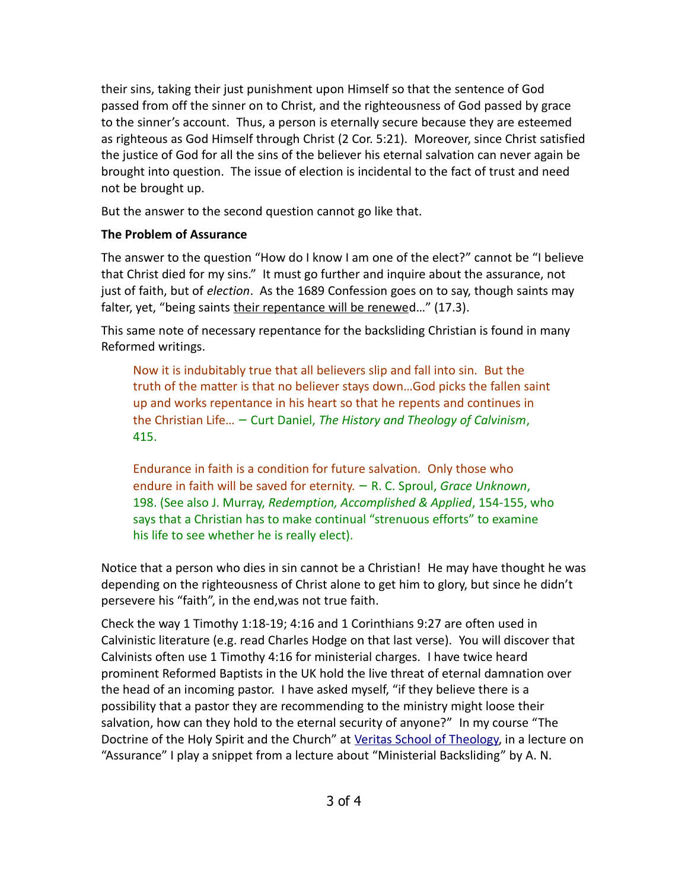their sins, taking their just punishment upon Himself so that the sentence of God passed from off the sinner on to Christ, and the righteousness of God passed by grace to the sinner's account. Thus, a person is eternally secure because they are esteemed as righteous as God Himself through Christ (2 Cor. 5:21). Moreover, since Christ satisfied the justice of God for all the sins of the believer his eternal salvation can never again be brought into question. The issue of election is incidental to the fact of trust and need not be brought up.

But the answer to the second question cannot go like that.

**The Problem of Assurance**

The answer to the question "How do I know I am one of the elect?" cannot be "I believe that Christ died for my sins." It must go further and inquire about the assurance, not just of faith, but of *election*. As the 1689 Confession goes on to say, though saints may falter, yet, "being saints <u>their repentance will be renewe</u>d…" (17.3).

This same note of necessary repentance for the backsliding Christian is found in many Reformed writings.

> Now it is indubitably true that all believers slip and fall into sin. But the truth of the matter is that no believer stays down…God picks the fallen saint up and works repentance in his heart so that he repents and continues in the Christian Life… – Curt Daniel, *The History and Theology of Calvinism*, 415.

> Endurance in faith is a condition for future salvation. Only those who endure in faith will be saved for eternity. – R. C. Sproul, *Grace Unknown*, 198. (See also J. Murray, *Redemption, Accomplished & Applied*, 154-155, who says that a Christian has to make continual "strenuous efforts" to examine his life to see whether he is really elect).

Notice that a person who dies in sin cannot be a Christian! He may have thought he was depending on the righteousness of Christ alone to get him to glory, but since he didn't persevere his "faith", in the end,was not true faith.

Check the way 1 Timothy 1:18-19; 4:16 and 1 Corinthians 9:27 are often used in Calvinistic literature (e.g. read Charles Hodge on that last verse). You will discover that Calvinists often use 1 Timothy 4:16 for ministerial charges. I have twice heard prominent Reformed Baptists in the UK hold the live threat of eternal damnation over the head of an incoming pastor. I have asked myself, "if they believe there is a possibility that a pastor they are recommending to the ministry might loose their salvation, how can they hold to the eternal security of anyone?" In my course "The Doctrine of the Holy Spirit and the Church" at Veritas School of Theology, in a lecture on "Assurance" I play a snippet from a lecture about "Ministerial Backsliding" by A. N.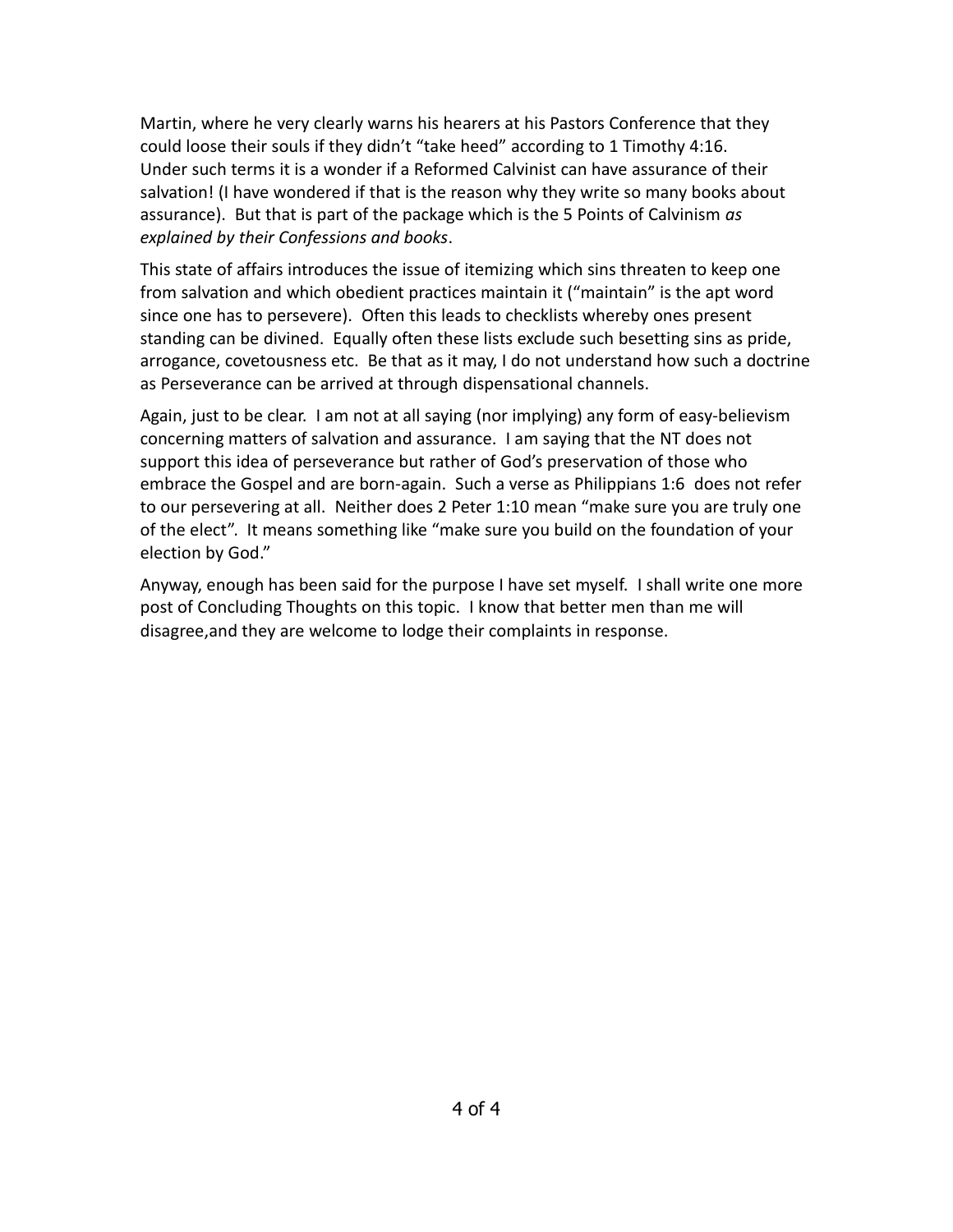Martin, where he very clearly warns his hearers at his Pastors Conference that they could loose their souls if they didn't "take heed" according to 1 Timothy 4:16. Under such terms it is a wonder if a Reformed Calvinist can have assurance of their salvation! (I have wondered if that is the reason why they write so many books about assurance). But that is part of the package which is the 5 Points of Calvinism *as explained by their Confessions and books*.

This state of affairs introduces the issue of itemizing which sins threaten to keep one from salvation and which obedient practices maintain it ("maintain" is the apt word since one has to persevere). Often this leads to checklists whereby ones present standing can be divined. Equally often these lists exclude such besetting sins as pride, arrogance, covetousness etc. Be that as it may, I do not understand how such a doctrine as Perseverance can be arrived at through dispensational channels.

Again, just to be clear. I am not at all saying (nor implying) any form of easy-believism concerning matters of salvation and assurance. I am saying that the NT does not support this idea of perseverance but rather of God's preservation of those who embrace the Gospel and are born-again. Such a verse as Philippians 1:6 does not refer to our persevering at all. Neither does 2 Peter 1:10 mean "make sure you are truly one of the elect". It means something like "make sure you build on the foundation of your election by God."

Anyway, enough has been said for the purpose I have set myself. I shall write one more post of Concluding Thoughts on this topic. I know that better men than me will disagree,and they are welcome to lodge their complaints in response.